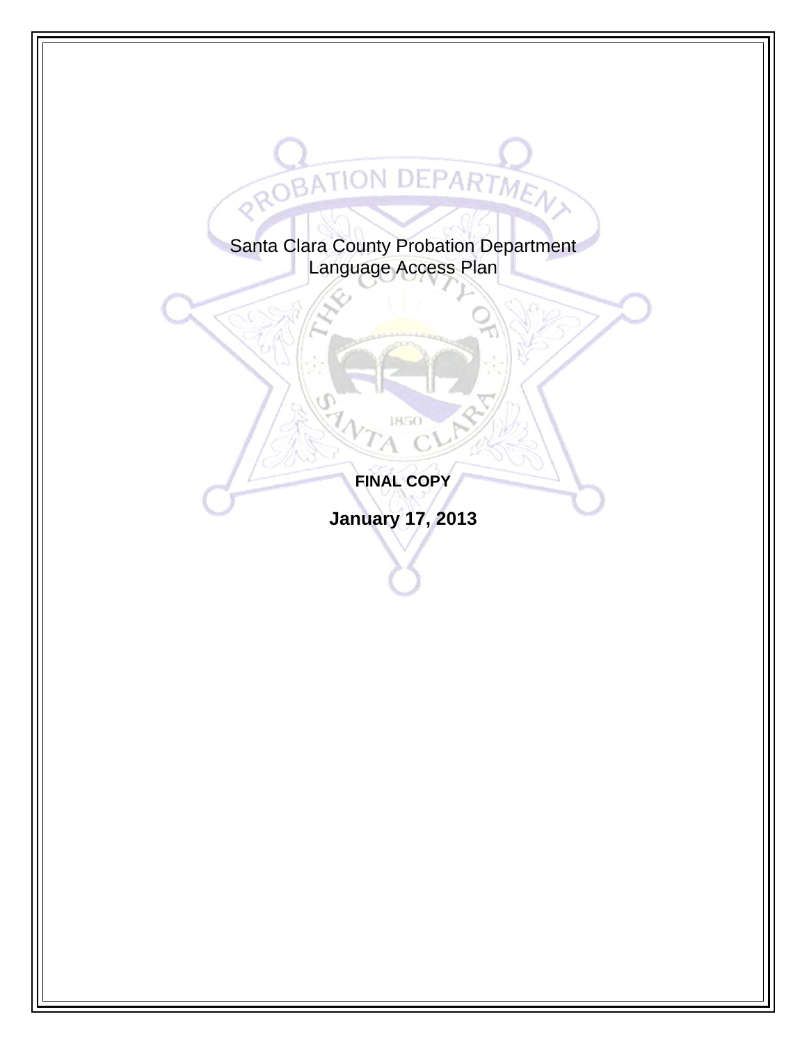# Santa Clara County Probation Department
# Language Access Plan

**FINAL COPY**

**January 17, 2013**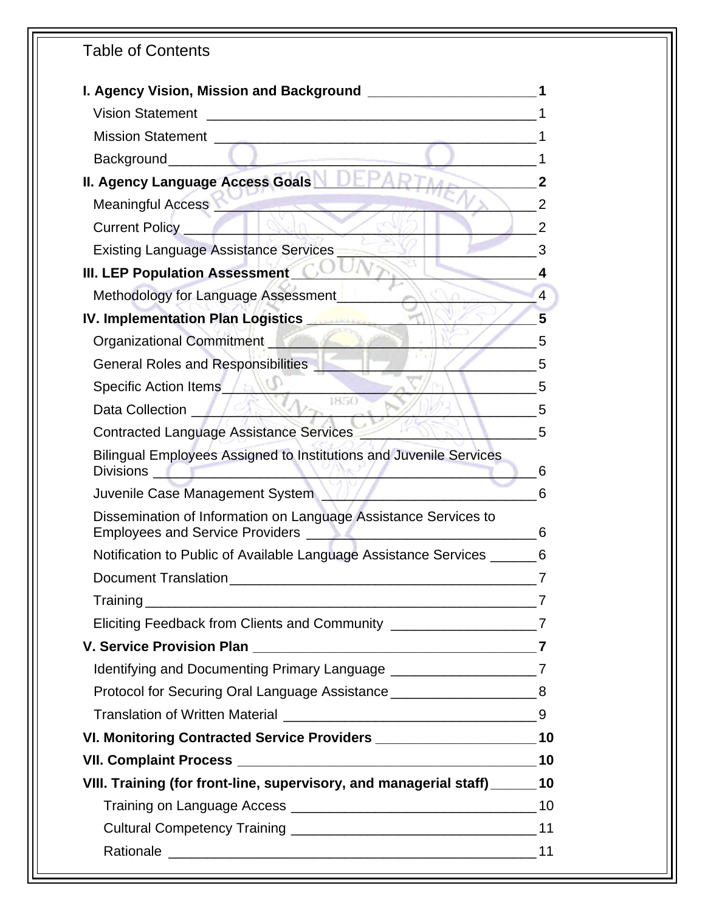# Table of Contents

| | |
|---|---|
| **I. Agency Vision, Mission and Background** | **1** |
| Vision Statement | 1 |
| Mission Statement | 1 |
| Background | 1 |
| **II. Agency Language Access Goals** | **2** |
| Meaningful Access | 2 |
| Current Policy | 2 |
| Existing Language Assistance Services | 3 |
| **III. LEP Population Assessment** | **4** |
| Methodology for Language Assessment | 4 |
| **IV. Implementation Plan Logistics** | **5** |
| Organizational Commitment | 5 |
| General Roles and Responsibilities | 5 |
| Specific Action Items | 5 |
| Data Collection | 5 |
| Contracted Language Assistance Services | 5 |
| Bilingual Employees Assigned to Institutions and Juvenile Services Divisions | 6 |
| Juvenile Case Management System | 6 |
| Dissemination of Information on Language Assistance Services to Employees and Service Providers | 6 |
| Notification to Public of Available Language Assistance Services | 6 |
| Document Translation | 7 |
| Training | 7 |
| Eliciting Feedback from Clients and Community | 7 |
| **V. Service Provision Plan** | **7** |
| Identifying and Documenting Primary Language | 7 |
| Protocol for Securing Oral Language Assistance | 8 |
| Translation of Written Material | 9 |
| **VI. Monitoring Contracted Service Providers** | **10** |
| **VII. Complaint Process** | **10** |
| **VIII. Training (for front-line, supervisory, and managerial staff)** | **10** |
| Training on Language Access | 10 |
| Cultural Competency Training | 11 |
| Rationale | 11 |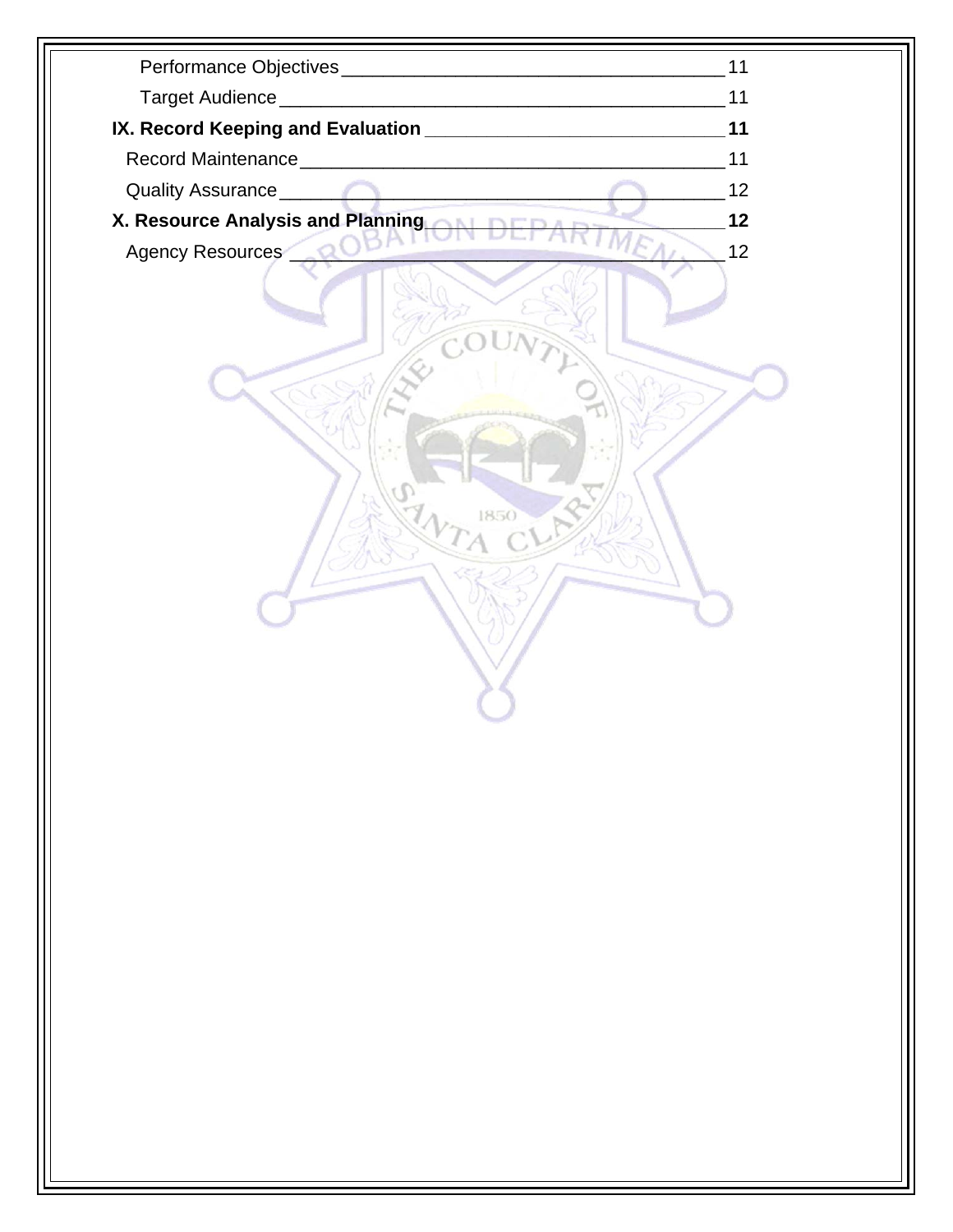Performance Objectives 11

Target Audience 11

**IX. Record Keeping and Evaluation 11**

Record Maintenance 11

Quality Assurance 12

**X. Resource Analysis and Planning 12**

Agency Resources 12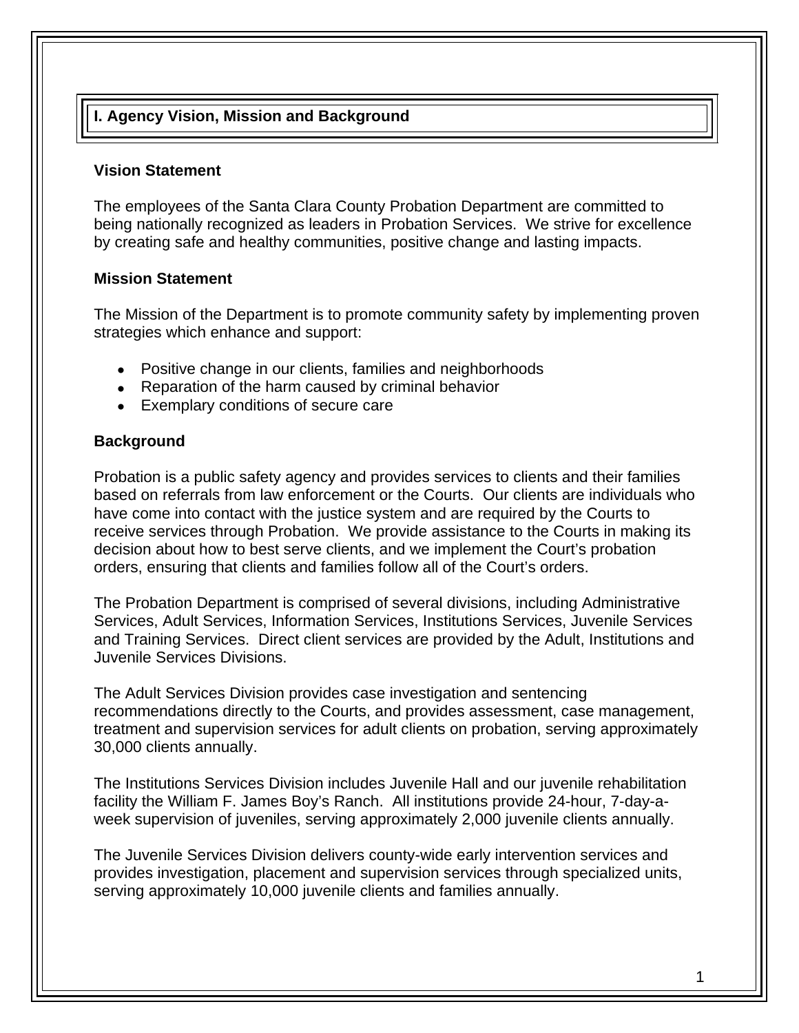## I. Agency Vision, Mission and Background

### Vision Statement

The employees of the Santa Clara County Probation Department are committed to being nationally recognized as leaders in Probation Services. We strive for excellence by creating safe and healthy communities, positive change and lasting impacts.

### Mission Statement

The Mission of the Department is to promote community safety by implementing proven strategies which enhance and support:

- Positive change in our clients, families and neighborhoods
- Reparation of the harm caused by criminal behavior
- Exemplary conditions of secure care

### Background

Probation is a public safety agency and provides services to clients and their families based on referrals from law enforcement or the Courts. Our clients are individuals who have come into contact with the justice system and are required by the Courts to receive services through Probation. We provide assistance to the Courts in making its decision about how to best serve clients, and we implement the Court's probation orders, ensuring that clients and families follow all of the Court's orders.

The Probation Department is comprised of several divisions, including Administrative Services, Adult Services, Information Services, Institutions Services, Juvenile Services and Training Services. Direct client services are provided by the Adult, Institutions and Juvenile Services Divisions.

The Adult Services Division provides case investigation and sentencing recommendations directly to the Courts, and provides assessment, case management, treatment and supervision services for adult clients on probation, serving approximately 30,000 clients annually.

The Institutions Services Division includes Juvenile Hall and our juvenile rehabilitation facility the William F. James Boy's Ranch. All institutions provide 24-hour, 7-day-a-week supervision of juveniles, serving approximately 2,000 juvenile clients annually.

The Juvenile Services Division delivers county-wide early intervention services and provides investigation, placement and supervision services through specialized units, serving approximately 10,000 juvenile clients and families annually.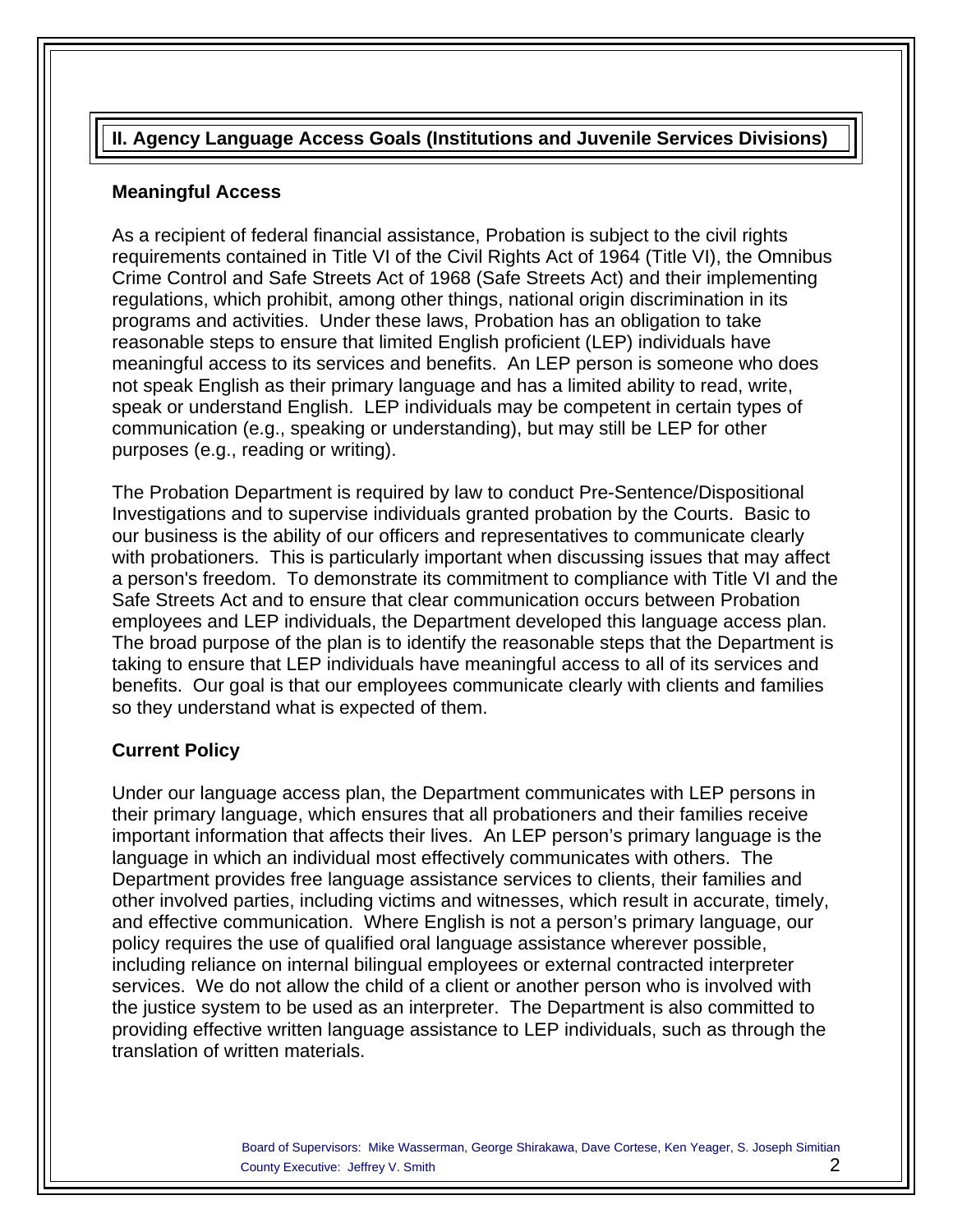## II. Agency Language Access Goals (Institutions and Juvenile Services Divisions)

### Meaningful Access

As a recipient of federal financial assistance, Probation is subject to the civil rights requirements contained in Title VI of the Civil Rights Act of 1964 (Title VI), the Omnibus Crime Control and Safe Streets Act of 1968 (Safe Streets Act) and their implementing regulations, which prohibit, among other things, national origin discrimination in its programs and activities. Under these laws, Probation has an obligation to take reasonable steps to ensure that limited English proficient (LEP) individuals have meaningful access to its services and benefits. An LEP person is someone who does not speak English as their primary language and has a limited ability to read, write, speak or understand English. LEP individuals may be competent in certain types of communication (e.g., speaking or understanding), but may still be LEP for other purposes (e.g., reading or writing).

The Probation Department is required by law to conduct Pre-Sentence/Dispositional Investigations and to supervise individuals granted probation by the Courts. Basic to our business is the ability of our officers and representatives to communicate clearly with probationers. This is particularly important when discussing issues that may affect a person's freedom. To demonstrate its commitment to compliance with Title VI and the Safe Streets Act and to ensure that clear communication occurs between Probation employees and LEP individuals, the Department developed this language access plan. The broad purpose of the plan is to identify the reasonable steps that the Department is taking to ensure that LEP individuals have meaningful access to all of its services and benefits. Our goal is that our employees communicate clearly with clients and families so they understand what is expected of them.

### Current Policy

Under our language access plan, the Department communicates with LEP persons in their primary language, which ensures that all probationers and their families receive important information that affects their lives. An LEP person's primary language is the language in which an individual most effectively communicates with others. The Department provides free language assistance services to clients, their families and other involved parties, including victims and witnesses, which result in accurate, timely, and effective communication. Where English is not a person's primary language, our policy requires the use of qualified oral language assistance wherever possible, including reliance on internal bilingual employees or external contracted interpreter services. We do not allow the child of a client or another person who is involved with the justice system to be used as an interpreter. The Department is also committed to providing effective written language assistance to LEP individuals, such as through the translation of written materials.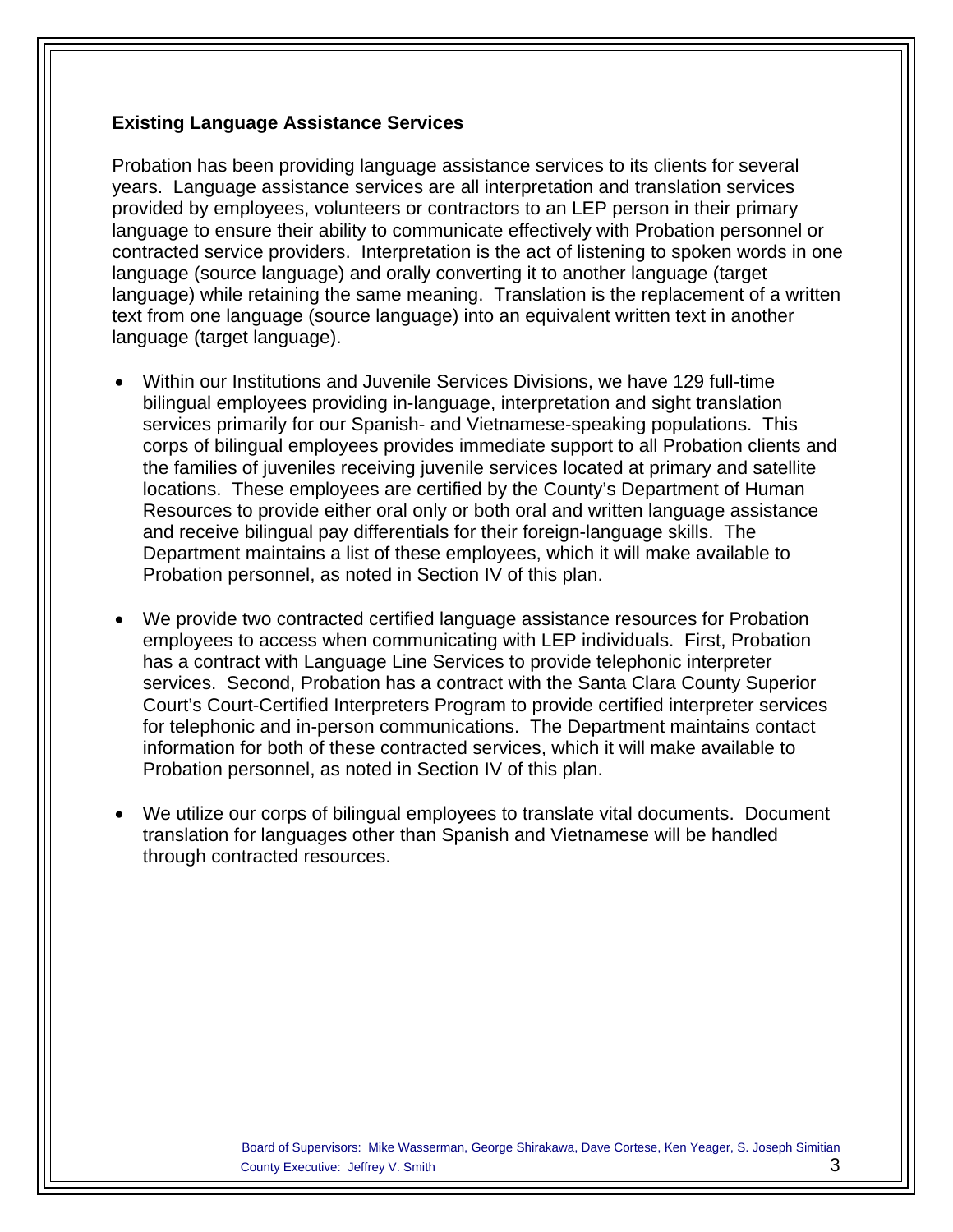### Existing Language Assistance Services

Probation has been providing language assistance services to its clients for several years. Language assistance services are all interpretation and translation services provided by employees, volunteers or contractors to an LEP person in their primary language to ensure their ability to communicate effectively with Probation personnel or contracted service providers. Interpretation is the act of listening to spoken words in one language (source language) and orally converting it to another language (target language) while retaining the same meaning. Translation is the replacement of a written text from one language (source language) into an equivalent written text in another language (target language).

- Within our Institutions and Juvenile Services Divisions, we have 129 full-time bilingual employees providing in-language, interpretation and sight translation services primarily for our Spanish- and Vietnamese-speaking populations. This corps of bilingual employees provides immediate support to all Probation clients and the families of juveniles receiving juvenile services located at primary and satellite locations. These employees are certified by the County's Department of Human Resources to provide either oral only or both oral and written language assistance and receive bilingual pay differentials for their foreign-language skills. The Department maintains a list of these employees, which it will make available to Probation personnel, as noted in Section IV of this plan.

- We provide two contracted certified language assistance resources for Probation employees to access when communicating with LEP individuals. First, Probation has a contract with Language Line Services to provide telephonic interpreter services. Second, Probation has a contract with the Santa Clara County Superior Court's Court-Certified Interpreters Program to provide certified interpreter services for telephonic and in-person communications. The Department maintains contact information for both of these contracted services, which it will make available to Probation personnel, as noted in Section IV of this plan.

- We utilize our corps of bilingual employees to translate vital documents. Document translation for languages other than Spanish and Vietnamese will be handled through contracted resources.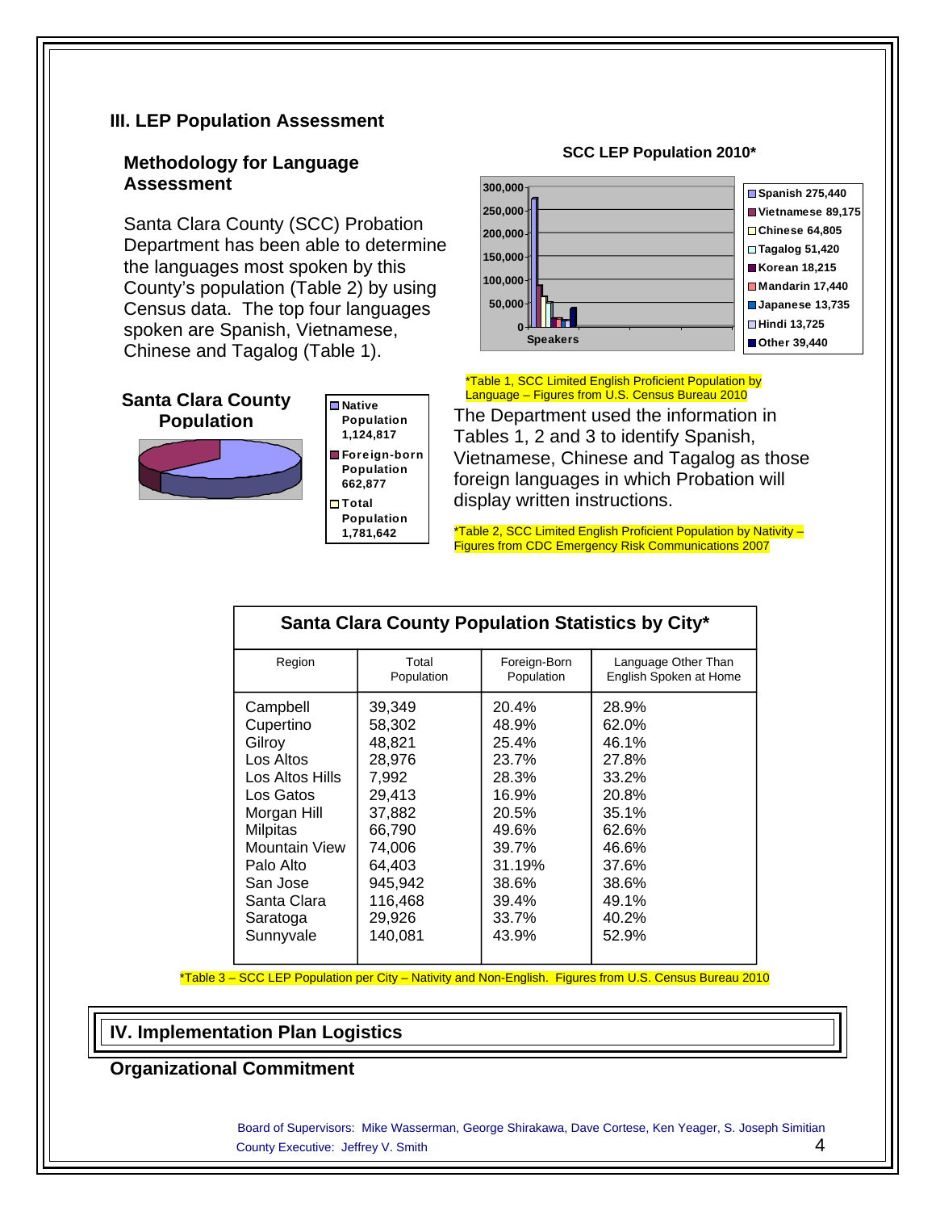## III. LEP Population Assessment

### Methodology for Language Assessment

Santa Clara County (SCC) Probation Department has been able to determine the languages most spoken by this County's population (Table 2) by using Census data. The top four languages spoken are Spanish, Vietnamese, Chinese and Tagalog (Table 1).

**SCC LEP Population 2010***

300,000
250,000
200,000
150,000
100,000
50,000
0
Speakers

Spanish 275,440
Vietnamese 89,175
Chinese 64,805
Tagalog 51,420
Korean 18,215
Mandarin 17,440
Japanese 13,735
Hindi 13,725
Other 39,440

*Table 1, SCC Limited English Proficient Population by Language – Figures from U.S. Census Bureau 2010

**Santa Clara County Population**

Native Population 1,124,817
Foreign-born Population 662,877
Total Population 1,781,642

*Table 2, SCC Limited English Proficient Population by Nativity – Figures from CDC Emergency Risk Communications 2007

The Department used the information in Tables 1, 2 and 3 to identify Spanish, Vietnamese, Chinese and Tagalog as those foreign languages in which Probation will display written instructions.

**Santa Clara County Population Statistics by City***

| Region | Total Population | Foreign-Born Population | Language Other Than English Spoken at Home |
|---|---|---|---|
| Campbell | 39,349 | 20.4% | 28.9% |
| Cupertino | 58,302 | 48.9% | 62.0% |
| Gilroy | 48,821 | 25.4% | 46.1% |
| Los Altos | 28,976 | 23.7% | 27.8% |
| Los Altos Hills | 7,992 | 28.3% | 33.2% |
| Los Gatos | 29,413 | 16.9% | 20.8% |
| Morgan Hill | 37,882 | 20.5% | 35.1% |
| Milpitas | 66,790 | 49.6% | 62.6% |
| Mountain View | 74,006 | 39.7% | 46.6% |
| Palo Alto | 64,403 | 31.19% | 37.6% |
| San Jose | 945,942 | 38.6% | 38.6% |
| Santa Clara | 116,468 | 39.4% | 49.1% |
| Saratoga | 29,926 | 33.7% | 40.2% |
| Sunnyvale | 140,081 | 43.9% | 52.9% |

*Table 3 – SCC LEP Population per City – Nativity and Non-English. Figures from U.S. Census Bureau 2010

## IV. Implementation Plan Logistics

### Organizational Commitment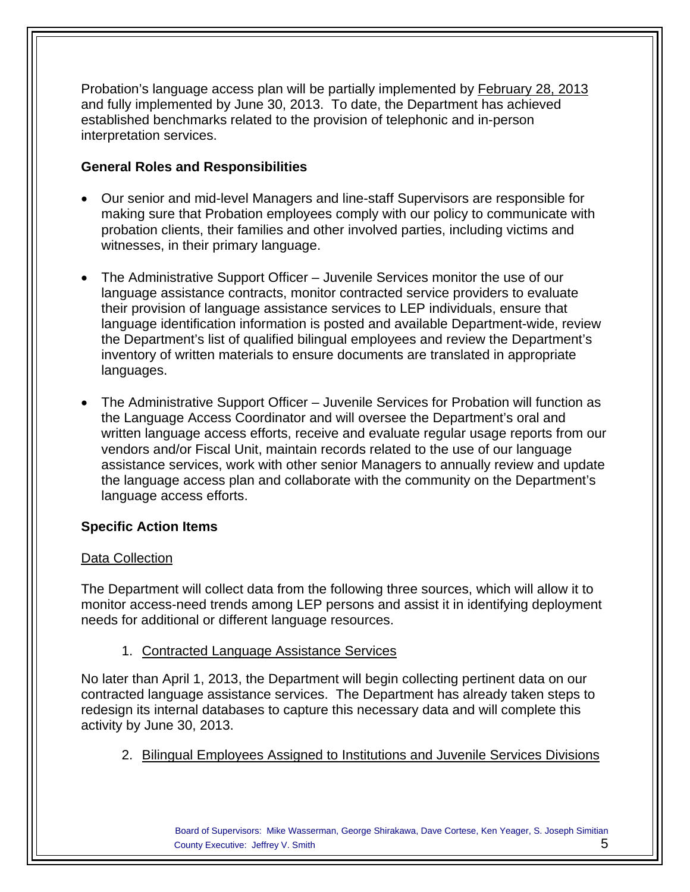Probation's language access plan will be partially implemented by February 28, 2013 and fully implemented by June 30, 2013. To date, the Department has achieved established benchmarks related to the provision of telephonic and in-person interpretation services.

**General Roles and Responsibilities**

- Our senior and mid-level Managers and line-staff Supervisors are responsible for making sure that Probation employees comply with our policy to communicate with probation clients, their families and other involved parties, including victims and witnesses, in their primary language.
- The Administrative Support Officer – Juvenile Services monitor the use of our language assistance contracts, monitor contracted service providers to evaluate their provision of language assistance services to LEP individuals, ensure that language identification information is posted and available Department-wide, review the Department's list of qualified bilingual employees and review the Department's inventory of written materials to ensure documents are translated in appropriate languages.
- The Administrative Support Officer – Juvenile Services for Probation will function as the Language Access Coordinator and will oversee the Department's oral and written language access efforts, receive and evaluate regular usage reports from our vendors and/or Fiscal Unit, maintain records related to the use of our language assistance services, work with other senior Managers to annually review and update the language access plan and collaborate with the community on the Department's language access efforts.

**Specific Action Items**

Data Collection

The Department will collect data from the following three sources, which will allow it to monitor access-need trends among LEP persons and assist it in identifying deployment needs for additional or different language resources.

1. Contracted Language Assistance Services

No later than April 1, 2013, the Department will begin collecting pertinent data on our contracted language assistance services. The Department has already taken steps to redesign its internal databases to capture this necessary data and will complete this activity by June 30, 2013.

2. Bilingual Employees Assigned to Institutions and Juvenile Services Divisions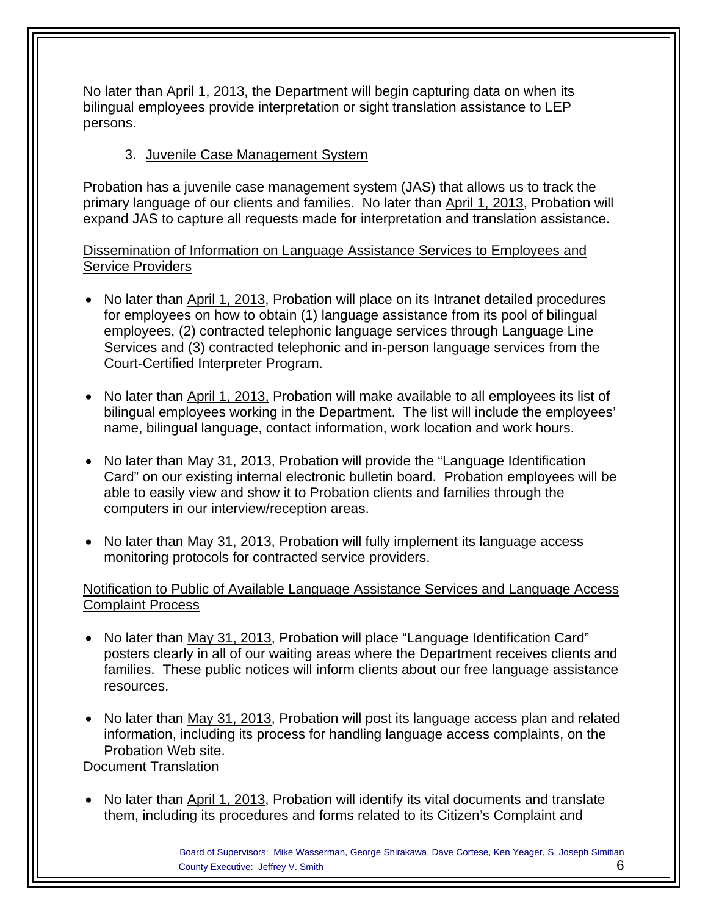No later than April 1, 2013, the Department will begin capturing data on when its bilingual employees provide interpretation or sight translation assistance to LEP persons.

3. Juvenile Case Management System

Probation has a juvenile case management system (JAS) that allows us to track the primary language of our clients and families. No later than April 1, 2013, Probation will expand JAS to capture all requests made for interpretation and translation assistance.

Dissemination of Information on Language Assistance Services to Employees and Service Providers

- No later than April 1, 2013, Probation will place on its Intranet detailed procedures for employees on how to obtain (1) language assistance from its pool of bilingual employees, (2) contracted telephonic language services through Language Line Services and (3) contracted telephonic and in-person language services from the Court-Certified Interpreter Program.

- No later than April 1, 2013, Probation will make available to all employees its list of bilingual employees working in the Department. The list will include the employees' name, bilingual language, contact information, work location and work hours.

- No later than May 31, 2013, Probation will provide the "Language Identification Card" on our existing internal electronic bulletin board. Probation employees will be able to easily view and show it to Probation clients and families through the computers in our interview/reception areas.

- No later than May 31, 2013, Probation will fully implement its language access monitoring protocols for contracted service providers.

Notification to Public of Available Language Assistance Services and Language Access Complaint Process

- No later than May 31, 2013, Probation will place "Language Identification Card" posters clearly in all of our waiting areas where the Department receives clients and families. These public notices will inform clients about our free language assistance resources.

- No later than May 31, 2013, Probation will post its language access plan and related information, including its process for handling language access complaints, on the Probation Web site.

Document Translation

- No later than April 1, 2013, Probation will identify its vital documents and translate them, including its procedures and forms related to its Citizen's Complaint and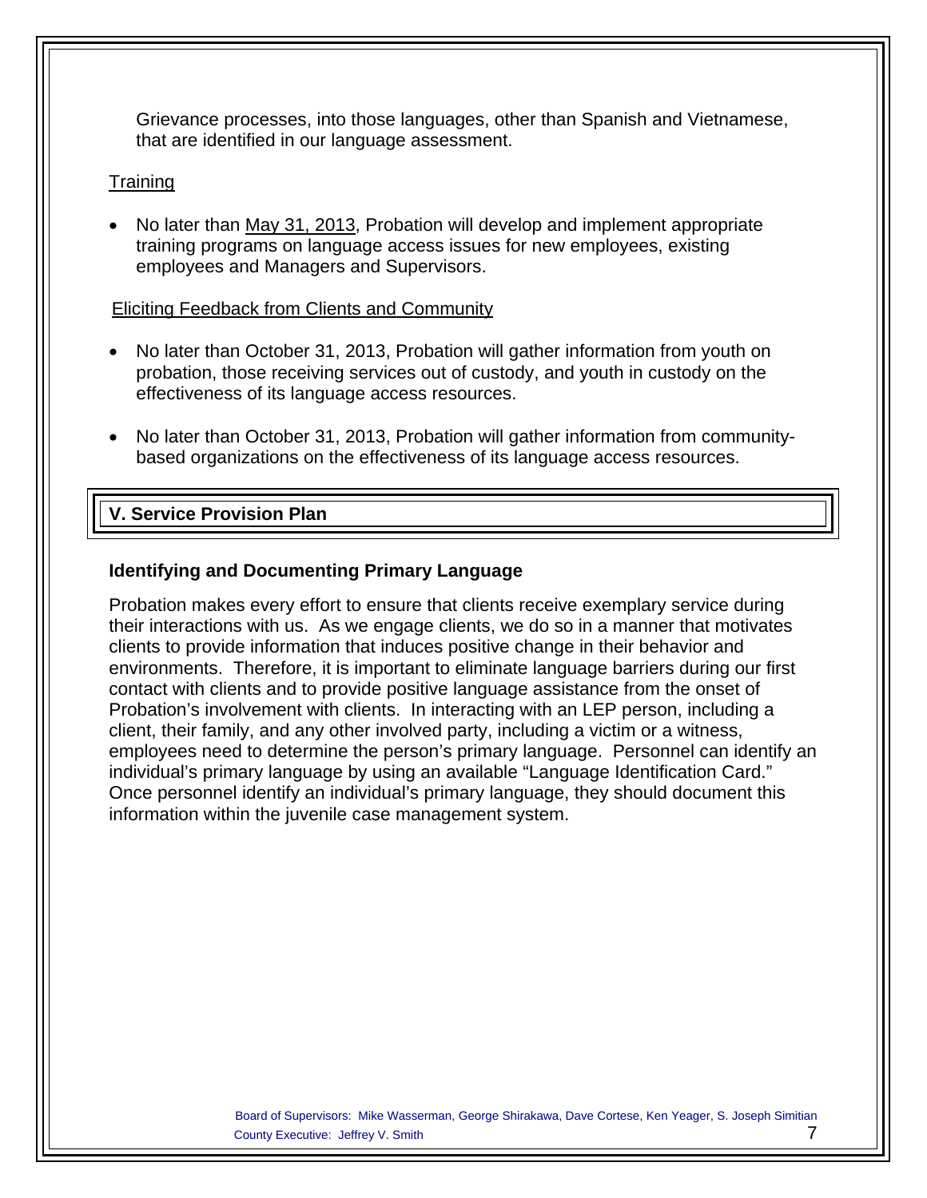Grievance processes, into those languages, other than Spanish and Vietnamese, that are identified in our language assessment.

Training

- No later than May 31, 2013, Probation will develop and implement appropriate training programs on language access issues for new employees, existing employees and Managers and Supervisors.

Eliciting Feedback from Clients and Community

- No later than October 31, 2013, Probation will gather information from youth on probation, those receiving services out of custody, and youth in custody on the effectiveness of its language access resources.
- No later than October 31, 2013, Probation will gather information from community-based organizations on the effectiveness of its language access resources.

## V. Service Provision Plan

### Identifying and Documenting Primary Language

Probation makes every effort to ensure that clients receive exemplary service during their interactions with us. As we engage clients, we do so in a manner that motivates clients to provide information that induces positive change in their behavior and environments. Therefore, it is important to eliminate language barriers during our first contact with clients and to provide positive language assistance from the onset of Probation's involvement with clients. In interacting with an LEP person, including a client, their family, and any other involved party, including a victim or a witness, employees need to determine the person's primary language. Personnel can identify an individual's primary language by using an available "Language Identification Card." Once personnel identify an individual's primary language, they should document this information within the juvenile case management system.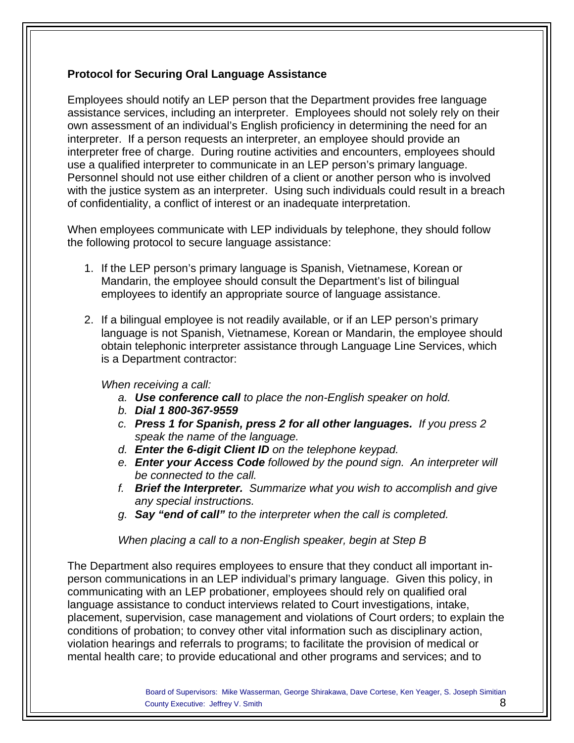**Protocol for Securing Oral Language Assistance**

Employees should notify an LEP person that the Department provides free language assistance services, including an interpreter. Employees should not solely rely on their own assessment of an individual's English proficiency in determining the need for an interpreter. If a person requests an interpreter, an employee should provide an interpreter free of charge. During routine activities and encounters, employees should use a qualified interpreter to communicate in an LEP person's primary language. Personnel should not use either children of a client or another person who is involved with the justice system as an interpreter. Using such individuals could result in a breach of confidentiality, a conflict of interest or an inadequate interpretation.

When employees communicate with LEP individuals by telephone, they should follow the following protocol to secure language assistance:

1. If the LEP person's primary language is Spanish, Vietnamese, Korean or Mandarin, the employee should consult the Department's list of bilingual employees to identify an appropriate source of language assistance.

2. If a bilingual employee is not readily available, or if an LEP person's primary language is not Spanish, Vietnamese, Korean or Mandarin, the employee should obtain telephonic interpreter assistance through Language Line Services, which is a Department contractor:

   *When receiving a call:*

   a. ***Use conference call*** *to place the non-English speaker on hold.*
   b. ***Dial 1 800-367-9559***
   c. ***Press 1 for Spanish, press 2 for all other languages.*** *If you press 2 speak the name of the language.*
   d. ***Enter the 6-digit Client ID*** *on the telephone keypad.*
   e. ***Enter your Access Code*** *followed by the pound sign. An interpreter will be connected to the call.*
   f. ***Brief the Interpreter.*** *Summarize what you wish to accomplish and give any special instructions.*
   g. ***Say "end of call"*** *to the interpreter when the call is completed.*

   *When placing a call to a non-English speaker, begin at Step B*

The Department also requires employees to ensure that they conduct all important in-person communications in an LEP individual's primary language. Given this policy, in communicating with an LEP probationer, employees should rely on qualified oral language assistance to conduct interviews related to Court investigations, intake, placement, supervision, case management and violations of Court orders; to explain the conditions of probation; to convey other vital information such as disciplinary action, violation hearings and referrals to programs; to facilitate the provision of medical or mental health care; to provide educational and other programs and services; and to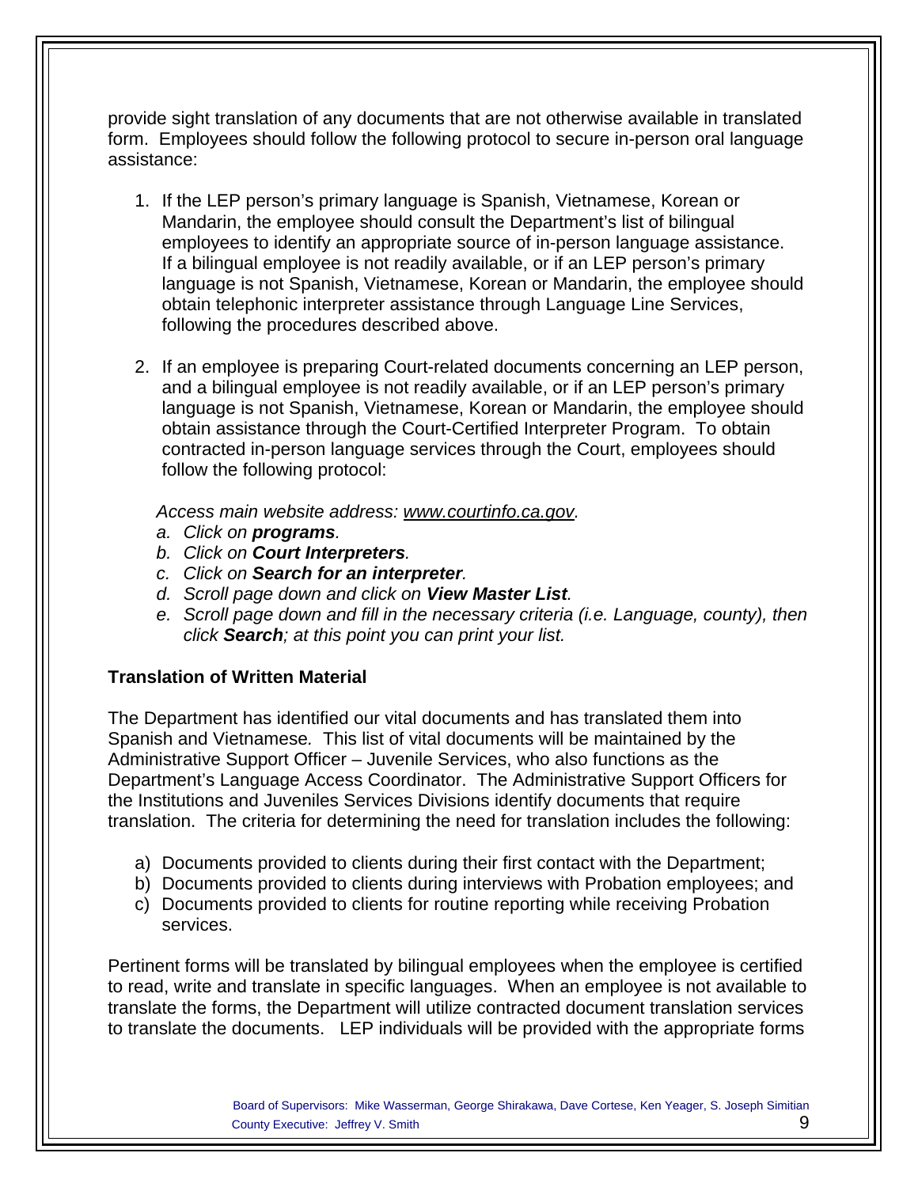provide sight translation of any documents that are not otherwise available in translated form. Employees should follow the following protocol to secure in-person oral language assistance:

1. If the LEP person's primary language is Spanish, Vietnamese, Korean or Mandarin, the employee should consult the Department's list of bilingual employees to identify an appropriate source of in-person language assistance. If a bilingual employee is not readily available, or if an LEP person's primary language is not Spanish, Vietnamese, Korean or Mandarin, the employee should obtain telephonic interpreter assistance through Language Line Services, following the procedures described above.

2. If an employee is preparing Court-related documents concerning an LEP person, and a bilingual employee is not readily available, or if an LEP person's primary language is not Spanish, Vietnamese, Korean or Mandarin, the employee should obtain assistance through the Court-Certified Interpreter Program. To obtain contracted in-person language services through the Court, employees should follow the following protocol:

   *Access main website address: www.courtinfo.ca.gov.*
   
   a. *Click on **programs**.*
   b. *Click on **Court Interpreters**.*
   c. *Click on **Search for an interpreter**.*
   d. *Scroll page down and click on **View Master List**.*
   e. *Scroll page down and fill in the necessary criteria (i.e. Language, county), then click **Search**; at this point you can print your list.*

**Translation of Written Material**

The Department has identified our vital documents and has translated them into Spanish and Vietnamese. This list of vital documents will be maintained by the Administrative Support Officer – Juvenile Services, who also functions as the Department's Language Access Coordinator. The Administrative Support Officers for the Institutions and Juveniles Services Divisions identify documents that require translation. The criteria for determining the need for translation includes the following:

a) Documents provided to clients during their first contact with the Department;
b) Documents provided to clients during interviews with Probation employees; and
c) Documents provided to clients for routine reporting while receiving Probation services.

Pertinent forms will be translated by bilingual employees when the employee is certified to read, write and translate in specific languages. When an employee is not available to translate the forms, the Department will utilize contracted document translation services to translate the documents. LEP individuals will be provided with the appropriate forms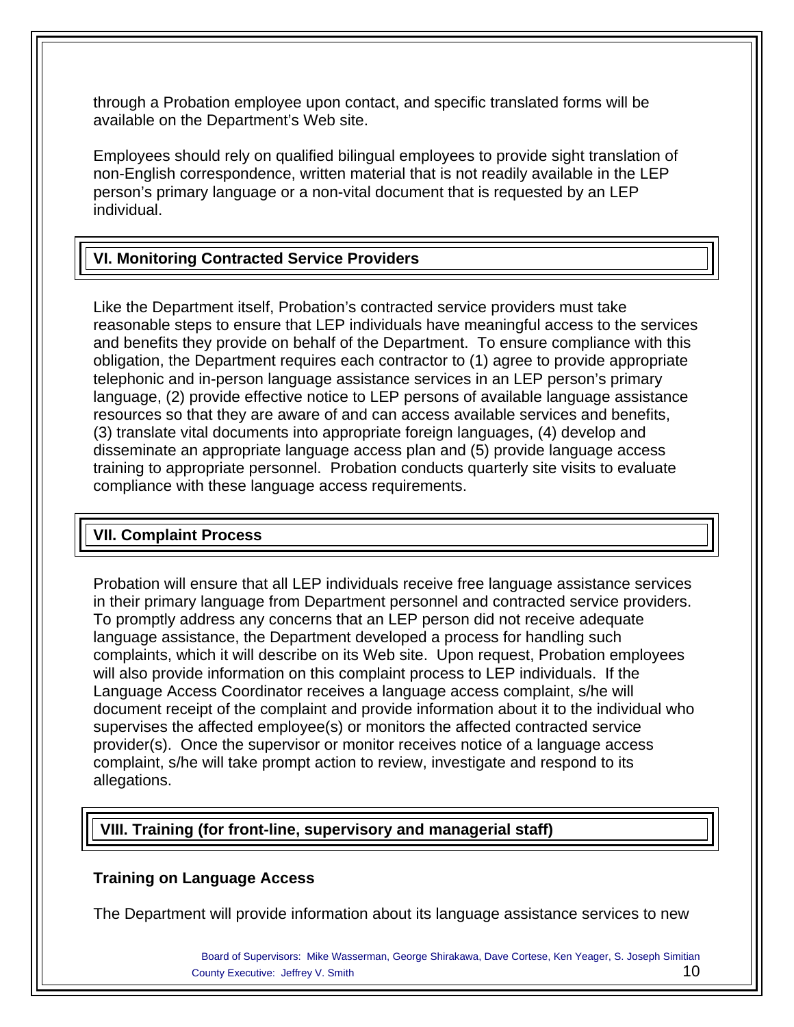through a Probation employee upon contact, and specific translated forms will be available on the Department's Web site.

Employees should rely on qualified bilingual employees to provide sight translation of non-English correspondence, written material that is not readily available in the LEP person's primary language or a non-vital document that is requested by an LEP individual.

## VI. Monitoring Contracted Service Providers

Like the Department itself, Probation's contracted service providers must take reasonable steps to ensure that LEP individuals have meaningful access to the services and benefits they provide on behalf of the Department. To ensure compliance with this obligation, the Department requires each contractor to (1) agree to provide appropriate telephonic and in-person language assistance services in an LEP person's primary language, (2) provide effective notice to LEP persons of available language assistance resources so that they are aware of and can access available services and benefits, (3) translate vital documents into appropriate foreign languages, (4) develop and disseminate an appropriate language access plan and (5) provide language access training to appropriate personnel. Probation conducts quarterly site visits to evaluate compliance with these language access requirements.

## VII. Complaint Process

Probation will ensure that all LEP individuals receive free language assistance services in their primary language from Department personnel and contracted service providers. To promptly address any concerns that an LEP person did not receive adequate language assistance, the Department developed a process for handling such complaints, which it will describe on its Web site. Upon request, Probation employees will also provide information on this complaint process to LEP individuals. If the Language Access Coordinator receives a language access complaint, s/he will document receipt of the complaint and provide information about it to the individual who supervises the affected employee(s) or monitors the affected contracted service provider(s). Once the supervisor or monitor receives notice of a language access complaint, s/he will take prompt action to review, investigate and respond to its allegations.

## VIII. Training (for front-line, supervisory and managerial staff)

### Training on Language Access

The Department will provide information about its language assistance services to new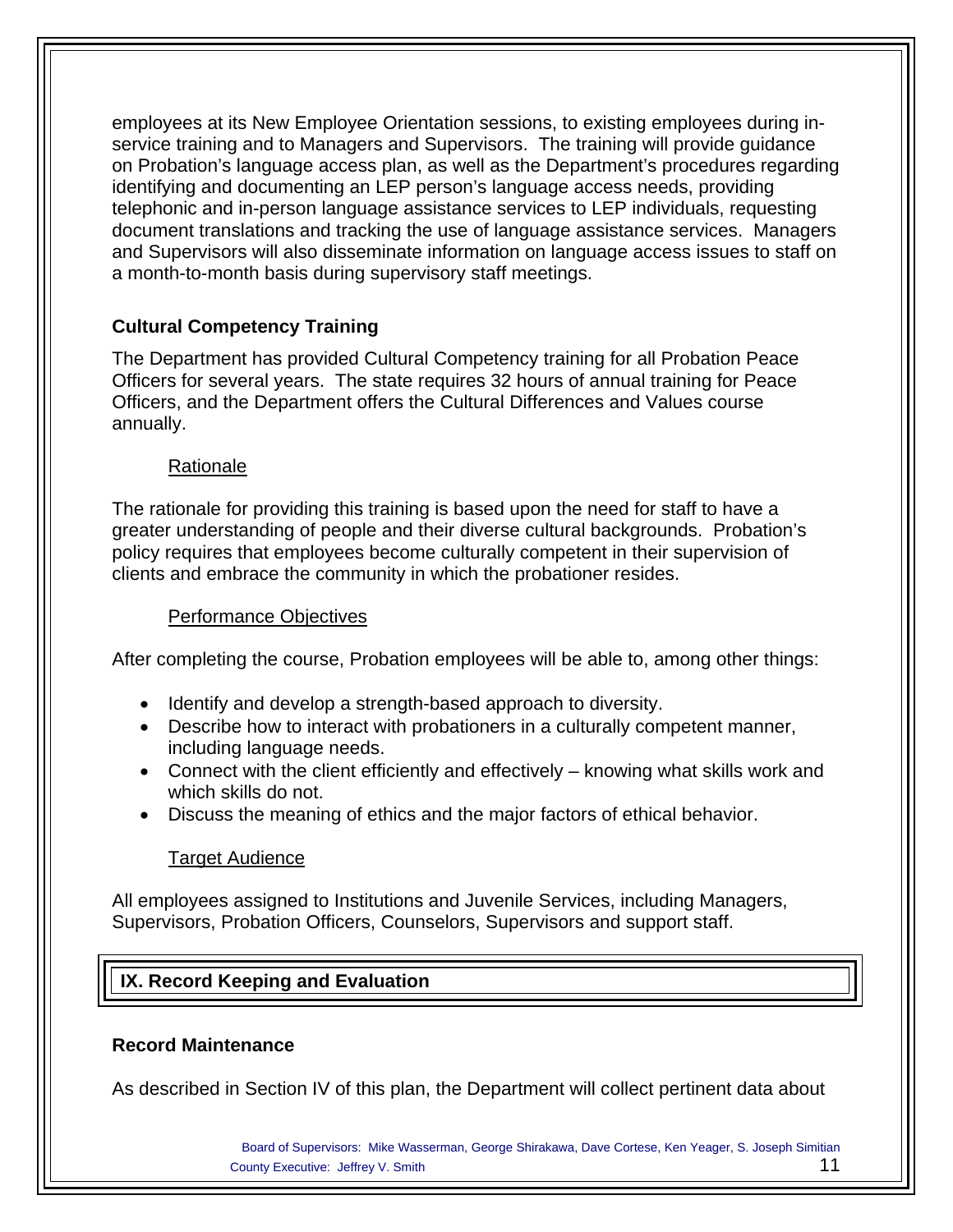employees at its New Employee Orientation sessions, to existing employees during in-service training and to Managers and Supervisors. The training will provide guidance on Probation's language access plan, as well as the Department's procedures regarding identifying and documenting an LEP person's language access needs, providing telephonic and in-person language assistance services to LEP individuals, requesting document translations and tracking the use of language assistance services. Managers and Supervisors will also disseminate information on language access issues to staff on a month-to-month basis during supervisory staff meetings.

### Cultural Competency Training

The Department has provided Cultural Competency training for all Probation Peace Officers for several years. The state requires 32 hours of annual training for Peace Officers, and the Department offers the Cultural Differences and Values course annually.

Rationale

The rationale for providing this training is based upon the need for staff to have a greater understanding of people and their diverse cultural backgrounds. Probation's policy requires that employees become culturally competent in their supervision of clients and embrace the community in which the probationer resides.

Performance Objectives

After completing the course, Probation employees will be able to, among other things:

- Identify and develop a strength-based approach to diversity.
- Describe how to interact with probationers in a culturally competent manner, including language needs.
- Connect with the client efficiently and effectively – knowing what skills work and which skills do not.
- Discuss the meaning of ethics and the major factors of ethical behavior.

Target Audience

All employees assigned to Institutions and Juvenile Services, including Managers, Supervisors, Probation Officers, Counselors, Supervisors and support staff.

## IX. Record Keeping and Evaluation

### Record Maintenance

As described in Section IV of this plan, the Department will collect pertinent data about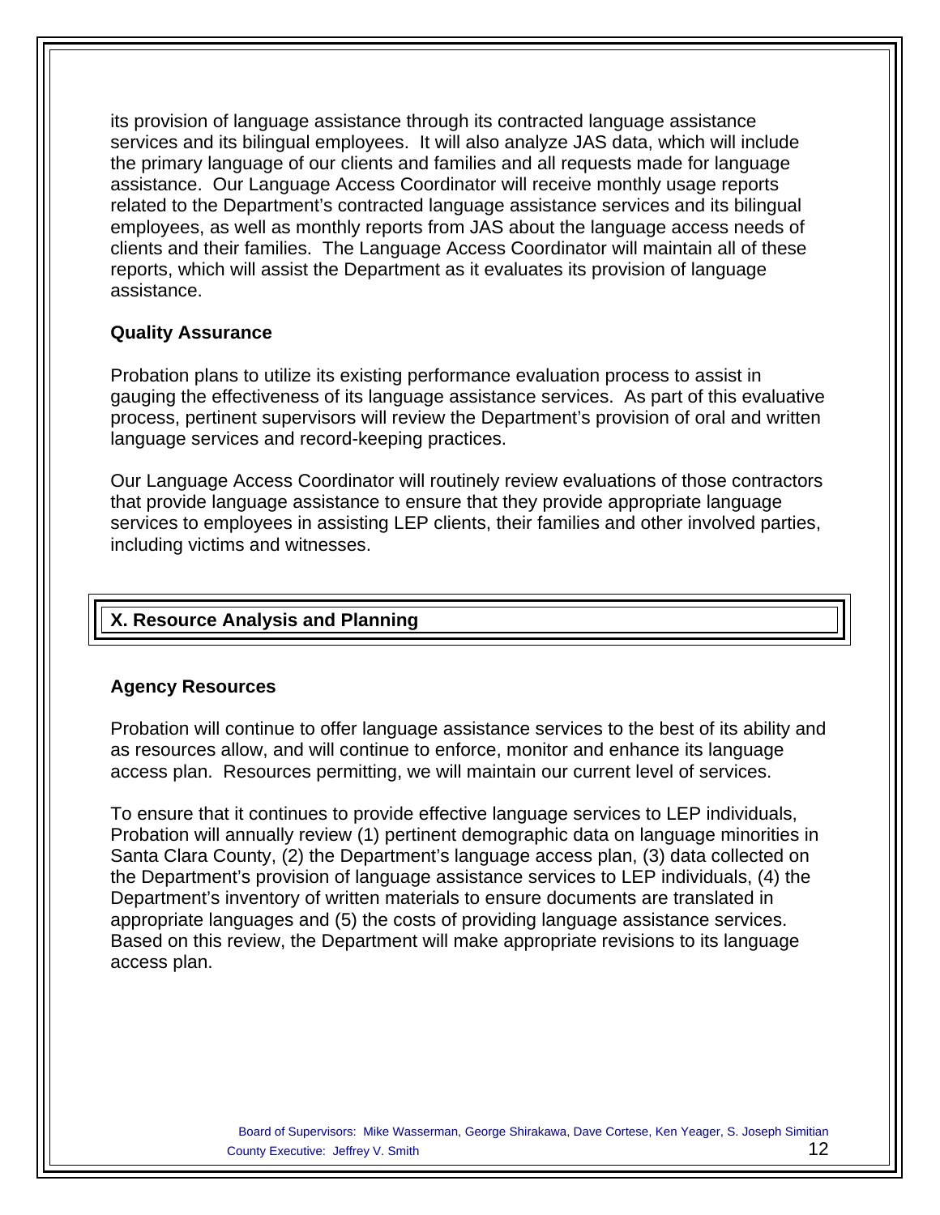its provision of language assistance through its contracted language assistance services and its bilingual employees. It will also analyze JAS data, which will include the primary language of our clients and families and all requests made for language assistance. Our Language Access Coordinator will receive monthly usage reports related to the Department's contracted language assistance services and its bilingual employees, as well as monthly reports from JAS about the language access needs of clients and their families. The Language Access Coordinator will maintain all of these reports, which will assist the Department as it evaluates its provision of language assistance.

### Quality Assurance

Probation plans to utilize its existing performance evaluation process to assist in gauging the effectiveness of its language assistance services. As part of this evaluative process, pertinent supervisors will review the Department's provision of oral and written language services and record-keeping practices.

Our Language Access Coordinator will routinely review evaluations of those contractors that provide language assistance to ensure that they provide appropriate language services to employees in assisting LEP clients, their families and other involved parties, including victims and witnesses.

## X. Resource Analysis and Planning

### Agency Resources

Probation will continue to offer language assistance services to the best of its ability and as resources allow, and will continue to enforce, monitor and enhance its language access plan. Resources permitting, we will maintain our current level of services.

To ensure that it continues to provide effective language services to LEP individuals, Probation will annually review (1) pertinent demographic data on language minorities in Santa Clara County, (2) the Department's language access plan, (3) data collected on the Department's provision of language assistance services to LEP individuals, (4) the Department's inventory of written materials to ensure documents are translated in appropriate languages and (5) the costs of providing language assistance services. Based on this review, the Department will make appropriate revisions to its language access plan.